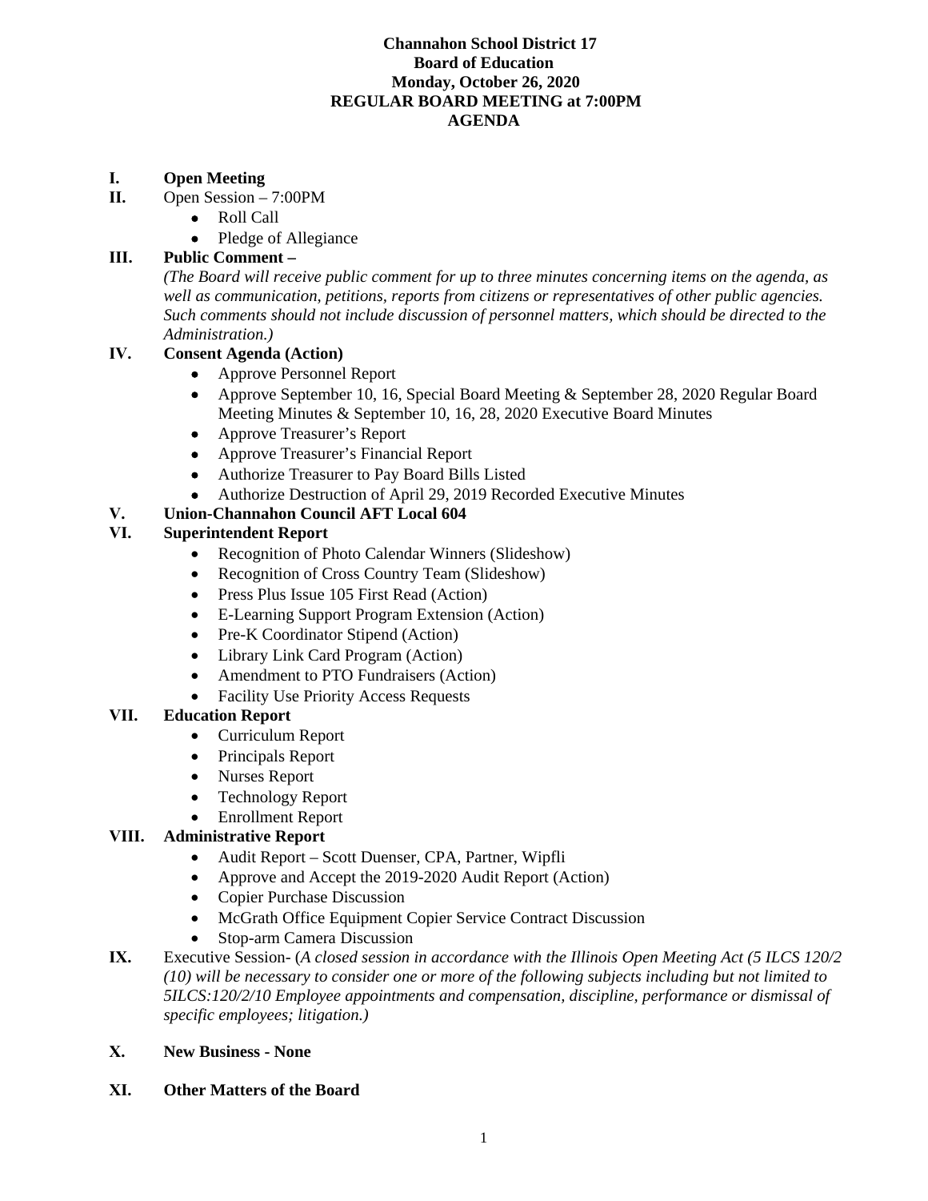**Channahon School District 17**
**Board of Education**
**Monday, October 26, 2020**
**REGULAR BOARD MEETING at 7:00PM**
**AGENDA**

**I. Open Meeting**

**II.** Open Session – 7:00PM
- Roll Call
- Pledge of Allegiance

**III. Public Comment –**
*(The Board will receive public comment for up to three minutes concerning items on the agenda, as well as communication, petitions, reports from citizens or representatives of other public agencies. Such comments should not include discussion of personnel matters, which should be directed to the Administration.)*

**IV. Consent Agenda (Action)**
- Approve Personnel Report
- Approve September 10, 16, Special Board Meeting & September 28, 2020 Regular Board Meeting Minutes & September 10, 16, 28, 2020 Executive Board Minutes
- Approve Treasurer's Report
- Approve Treasurer's Financial Report
- Authorize Treasurer to Pay Board Bills Listed
- Authorize Destruction of April 29, 2019 Recorded Executive Minutes

**V. Union-Channahon Council AFT Local 604**

**VI. Superintendent Report**
- Recognition of Photo Calendar Winners (Slideshow)
- Recognition of Cross Country Team (Slideshow)
- Press Plus Issue 105 First Read (Action)
- E-Learning Support Program Extension (Action)
- Pre-K Coordinator Stipend (Action)
- Library Link Card Program (Action)
- Amendment to PTO Fundraisers (Action)
- Facility Use Priority Access Requests

**VII. Education Report**
- Curriculum Report
- Principals Report
- Nurses Report
- Technology Report
- Enrollment Report

**VIII. Administrative Report**
- Audit Report – Scott Duenser, CPA, Partner, Wipfli
- Approve and Accept the 2019-2020 Audit Report (Action)
- Copier Purchase Discussion
- McGrath Office Equipment Copier Service Contract Discussion
- Stop-arm Camera Discussion

**IX.** Executive Session- (*A closed session in accordance with the Illinois Open Meeting Act (5 ILCS 120/2 (10) will be necessary to consider one or more of the following subjects including but not limited to 5ILCS:120/2/10 Employee appointments and compensation, discipline, performance or dismissal of specific employees; litigation.)*

**X. New Business - None**

**XI. Other Matters of the Board**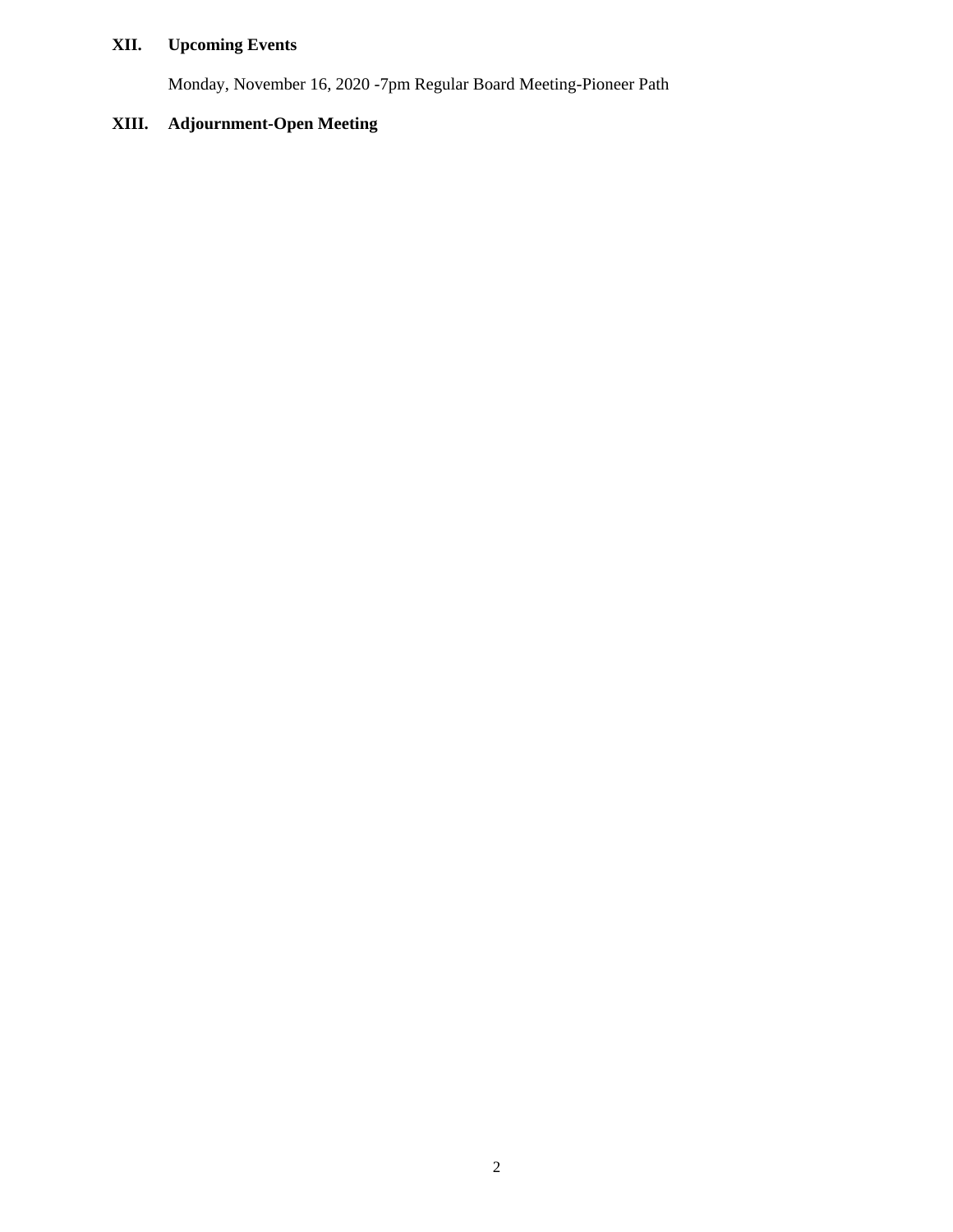## XII. Upcoming Events

Monday, November 16, 2020 -7pm Regular Board Meeting-Pioneer Path

## XIII. Adjournment-Open Meeting